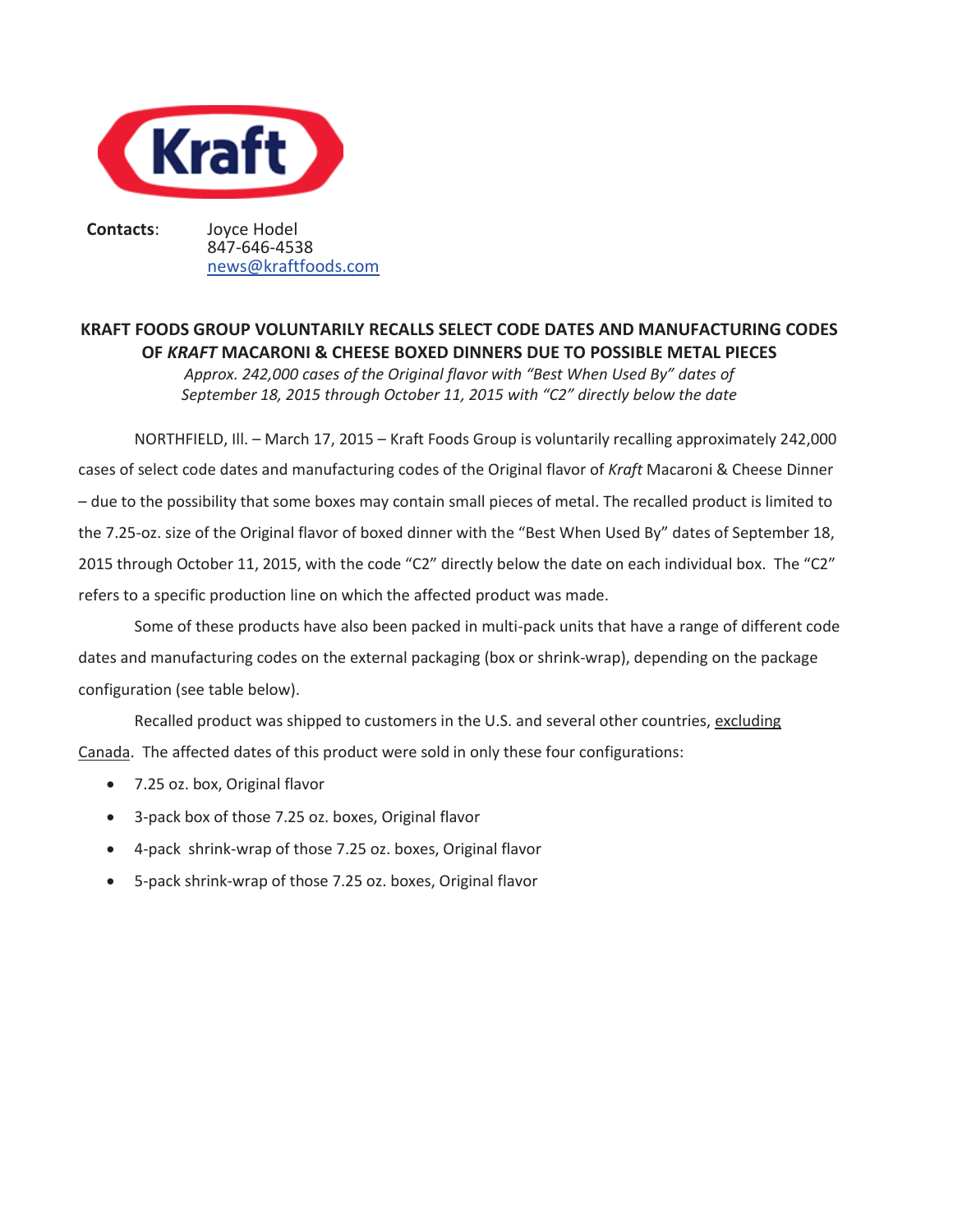Kraft

**Contacts**: Joyce Hodel
847-646-4538
news@kraftfoods.com

## KRAFT FOODS GROUP VOLUNTARILY RECALLS SELECT CODE DATES AND MANUFACTURING CODES OF *KRAFT* MACARONI & CHEESE BOXED DINNERS DUE TO POSSIBLE METAL PIECES

*Approx. 242,000 cases of the Original flavor with "Best When Used By" dates of September 18, 2015 through October 11, 2015 with "C2" directly below the date*

NORTHFIELD, Ill. – March 17, 2015 – Kraft Foods Group is voluntarily recalling approximately 242,000 cases of select code dates and manufacturing codes of the Original flavor of *Kraft* Macaroni & Cheese Dinner – due to the possibility that some boxes may contain small pieces of metal. The recalled product is limited to the 7.25-oz. size of the Original flavor of boxed dinner with the "Best When Used By" dates of September 18, 2015 through October 11, 2015, with the code "C2" directly below the date on each individual box. The "C2" refers to a specific production line on which the affected product was made.

Some of these products have also been packed in multi-pack units that have a range of different code dates and manufacturing codes on the external packaging (box or shrink-wrap), depending on the package configuration (see table below).

Recalled product was shipped to customers in the U.S. and several other countries, excluding Canada. The affected dates of this product were sold in only these four configurations:

- 7.25 oz. box, Original flavor
- 3-pack box of those 7.25 oz. boxes, Original flavor
- 4-pack shrink-wrap of those 7.25 oz. boxes, Original flavor
- 5-pack shrink-wrap of those 7.25 oz. boxes, Original flavor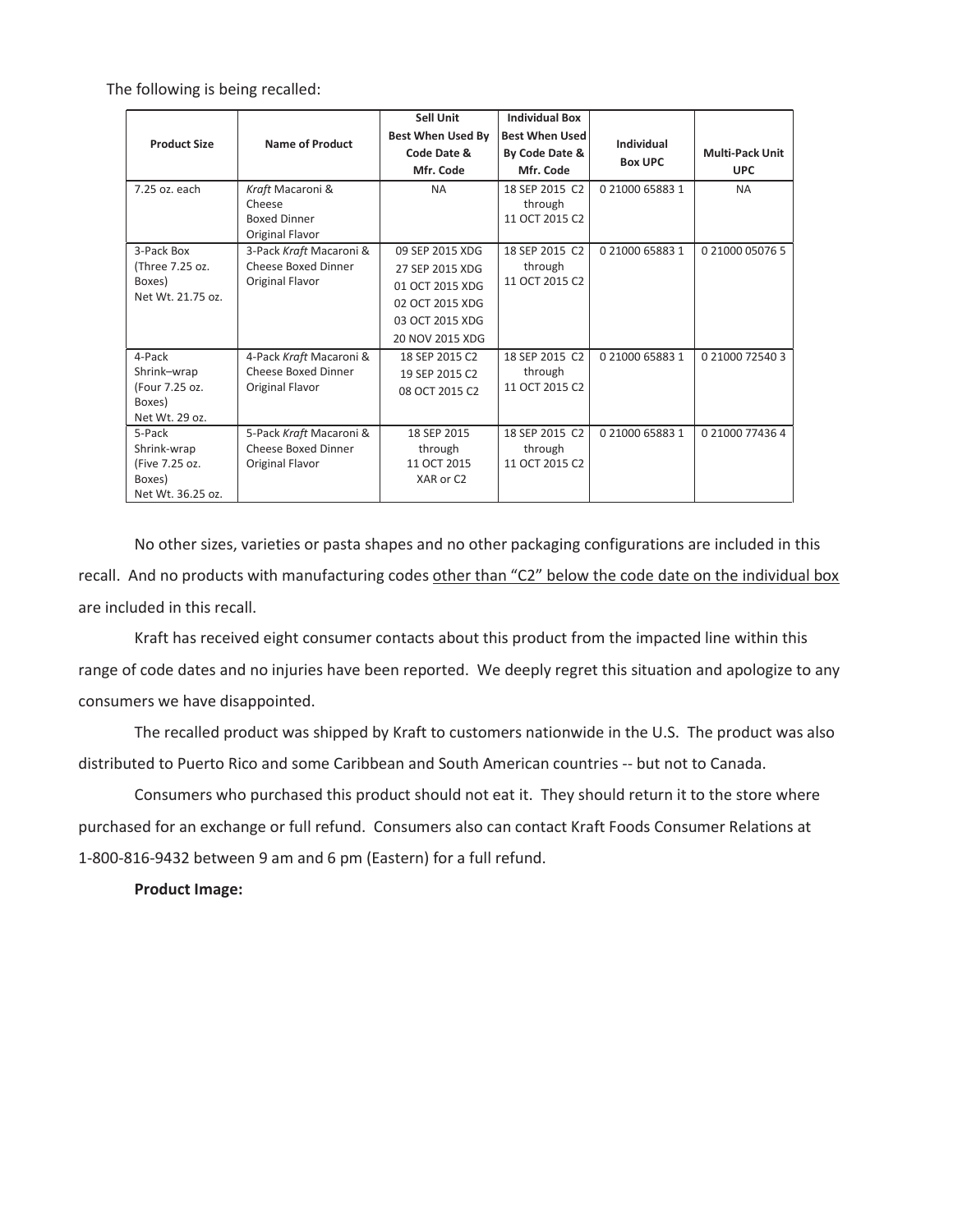The following is being recalled:

| Product Size | Name of Product | Sell Unit Best When Used By Code Date & Mfr. Code | Individual Box Best When Used By Code Date & Mfr. Code | Individual Box UPC | Multi-Pack Unit UPC |
|---|---|---|---|---|---|
| 7.25 oz. each | *Kraft* Macaroni & Cheese Boxed Dinner Original Flavor | NA | 18 SEP 2015 C2 through 11 OCT 2015 C2 | 0 21000 65883 1 | NA |
| 3-Pack Box (Three 7.25 oz. Boxes) Net Wt. 21.75 oz. | 3-Pack *Kraft* Macaroni & Cheese Boxed Dinner Original Flavor | 09 SEP 2015 XDG<br>27 SEP 2015 XDG<br>01 OCT 2015 XDG<br>02 OCT 2015 XDG<br>03 OCT 2015 XDG<br>20 NOV 2015 XDG | 18 SEP 2015 C2 through 11 OCT 2015 C2 | 0 21000 65883 1 | 0 21000 05076 5 |
| 4-Pack Shrink–wrap (Four 7.25 oz. Boxes) Net Wt. 29 oz. | 4-Pack *Kraft* Macaroni & Cheese Boxed Dinner Original Flavor | 18 SEP 2015 C2<br>19 SEP 2015 C2<br>08 OCT 2015 C2 | 18 SEP 2015 C2 through 11 OCT 2015 C2 | 0 21000 65883 1 | 0 21000 72540 3 |
| 5-Pack Shrink-wrap (Five 7.25 oz. Boxes) Net Wt. 36.25 oz. | 5-Pack *Kraft* Macaroni & Cheese Boxed Dinner Original Flavor | 18 SEP 2015 through 11 OCT 2015 XAR or C2 | 18 SEP 2015 C2 through 11 OCT 2015 C2 | 0 21000 65883 1 | 0 21000 77436 4 |

No other sizes, varieties or pasta shapes and no other packaging configurations are included in this recall. And no products with manufacturing codes other than "C2" below the code date on the individual box are included in this recall.

Kraft has received eight consumer contacts about this product from the impacted line within this range of code dates and no injuries have been reported. We deeply regret this situation and apologize to any consumers we have disappointed.

The recalled product was shipped by Kraft to customers nationwide in the U.S. The product was also distributed to Puerto Rico and some Caribbean and South American countries -- but not to Canada.

Consumers who purchased this product should not eat it. They should return it to the store where purchased for an exchange or full refund. Consumers also can contact Kraft Foods Consumer Relations at 1-800-816-9432 between 9 am and 6 pm (Eastern) for a full refund.

**Product Image:**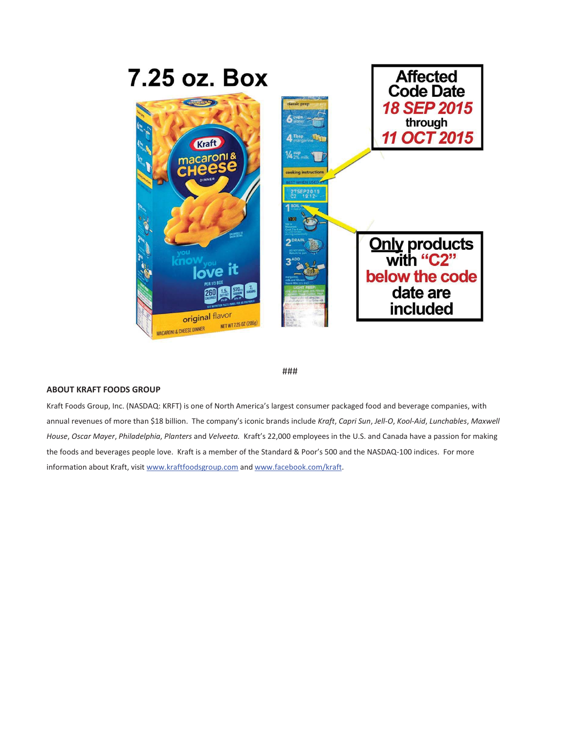# 7.25 oz. Box

**Affected Code Date**
**18 SEP 2015**
**through**
**11 OCT 2015**

**Only products with "C2" below the code date are included**

###

**ABOUT KRAFT FOODS GROUP**

Kraft Foods Group, Inc. (NASDAQ: KRFT) is one of North America's largest consumer packaged food and beverage companies, with annual revenues of more than $18 billion. The company's iconic brands include *Kraft*, *Capri Sun*, *Jell-O*, *Kool-Aid*, *Lunchables*, *Maxwell House*, *Oscar Mayer*, *Philadelphia*, *Planters* and *Velveeta.* Kraft's 22,000 employees in the U.S. and Canada have a passion for making the foods and beverages people love. Kraft is a member of the Standard & Poor's 500 and the NASDAQ-100 indices. For more information about Kraft, visit www.kraftfoodsgroup.com and www.facebook.com/kraft.